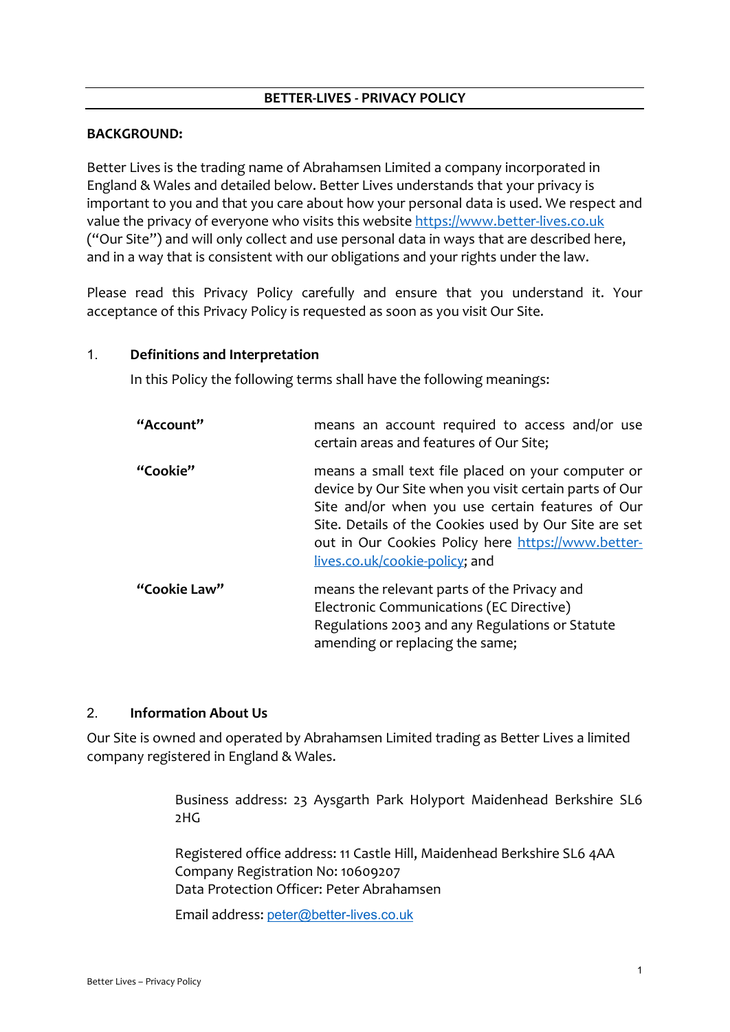# BETTER-LIVES - PRIVACY POLICY

**BACKGROUND:**

Better Lives is the trading name of Abrahamsen Limited a company incorporated in England & Wales and detailed below. Better Lives understands that your privacy is important to you and that you care about how your personal data is used. We respect and value the privacy of everyone who visits this website https://www.better-lives.co.uk ("Our Site") and will only collect and use personal data in ways that are described here, and in a way that is consistent with our obligations and your rights under the law.

Please read this Privacy Policy carefully and ensure that you understand it. Your acceptance of this Privacy Policy is requested as soon as you visit Our Site.

## 1. Definitions and Interpretation

In this Policy the following terms shall have the following meanings:

| | |
|---|---|
| **"Account"** | means an account required to access and/or use certain areas and features of Our Site; |
| **"Cookie"** | means a small text file placed on your computer or device by Our Site when you visit certain parts of Our Site and/or when you use certain features of Our Site. Details of the Cookies used by Our Site are set out in Our Cookies Policy here https://www.better-lives.co.uk/cookie-policy; and |
| **"Cookie Law"** | means the relevant parts of the Privacy and Electronic Communications (EC Directive) Regulations 2003 and any Regulations or Statute amending or replacing the same; |

## 2. Information About Us

Our Site is owned and operated by Abrahamsen Limited trading as Better Lives a limited company registered in England & Wales.

Business address: 23 Aysgarth Park Holyport Maidenhead Berkshire SL6 2HG

Registered office address: 11 Castle Hill, Maidenhead Berkshire SL6 4AA
Company Registration No: 10609207
Data Protection Officer: Peter Abrahamsen

Email address: peter@better-lives.co.uk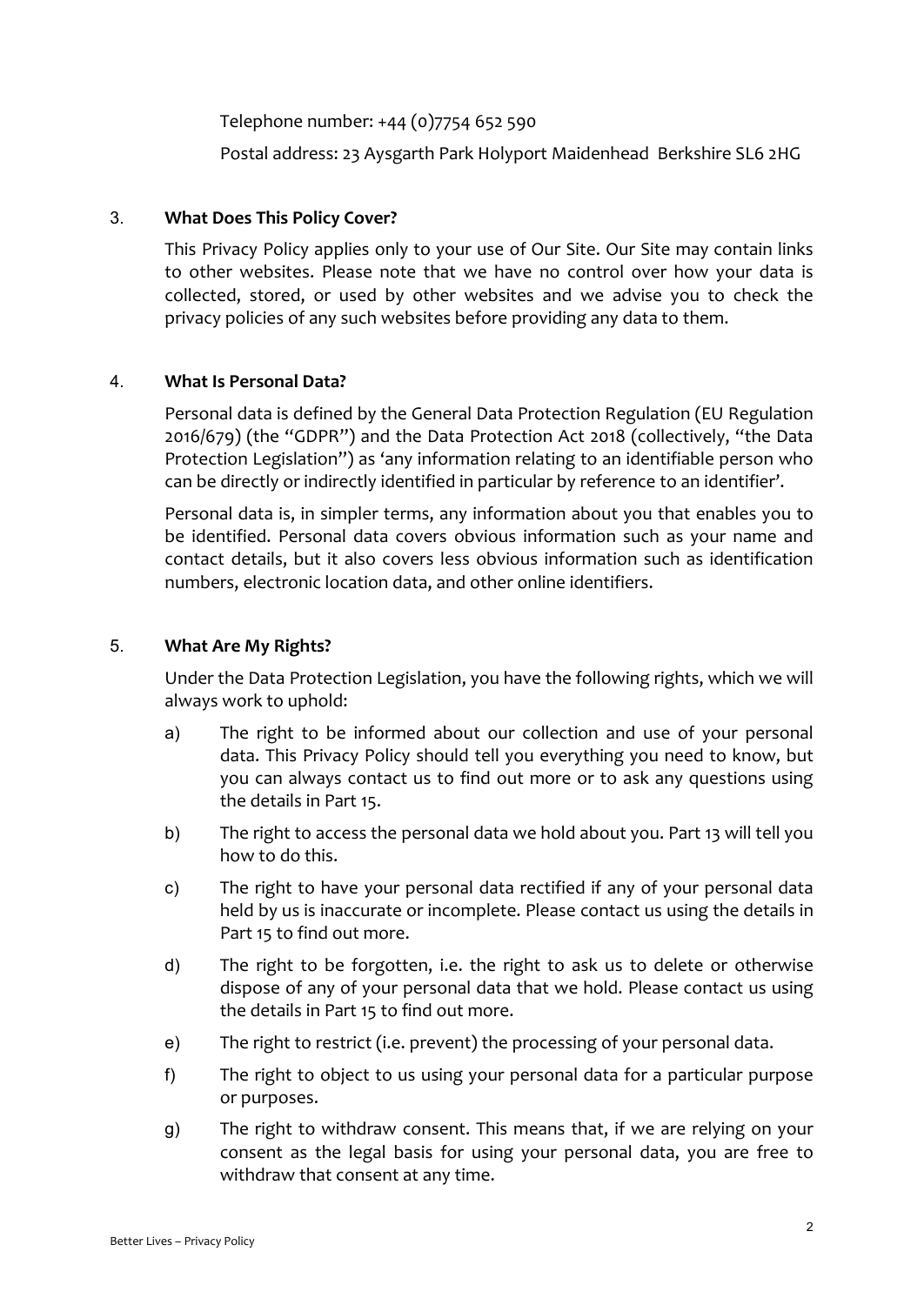Telephone number: +44 (0)7754 652 590

Postal address: 23 Aysgarth Park Holyport Maidenhead Berkshire SL6 2HG

## 3. What Does This Policy Cover?

This Privacy Policy applies only to your use of Our Site. Our Site may contain links to other websites. Please note that we have no control over how your data is collected, stored, or used by other websites and we advise you to check the privacy policies of any such websites before providing any data to them.

## 4. What Is Personal Data?

Personal data is defined by the General Data Protection Regulation (EU Regulation 2016/679) (the "GDPR") and the Data Protection Act 2018 (collectively, "the Data Protection Legislation") as 'any information relating to an identifiable person who can be directly or indirectly identified in particular by reference to an identifier'.

Personal data is, in simpler terms, any information about you that enables you to be identified. Personal data covers obvious information such as your name and contact details, but it also covers less obvious information such as identification numbers, electronic location data, and other online identifiers.

## 5. What Are My Rights?

Under the Data Protection Legislation, you have the following rights, which we will always work to uphold:

a) The right to be informed about our collection and use of your personal data. This Privacy Policy should tell you everything you need to know, but you can always contact us to find out more or to ask any questions using the details in Part 15.

b) The right to access the personal data we hold about you. Part 13 will tell you how to do this.

c) The right to have your personal data rectified if any of your personal data held by us is inaccurate or incomplete. Please contact us using the details in Part 15 to find out more.

d) The right to be forgotten, i.e. the right to ask us to delete or otherwise dispose of any of your personal data that we hold. Please contact us using the details in Part 15 to find out more.

e) The right to restrict (i.e. prevent) the processing of your personal data.

f) The right to object to us using your personal data for a particular purpose or purposes.

g) The right to withdraw consent. This means that, if we are relying on your consent as the legal basis for using your personal data, you are free to withdraw that consent at any time.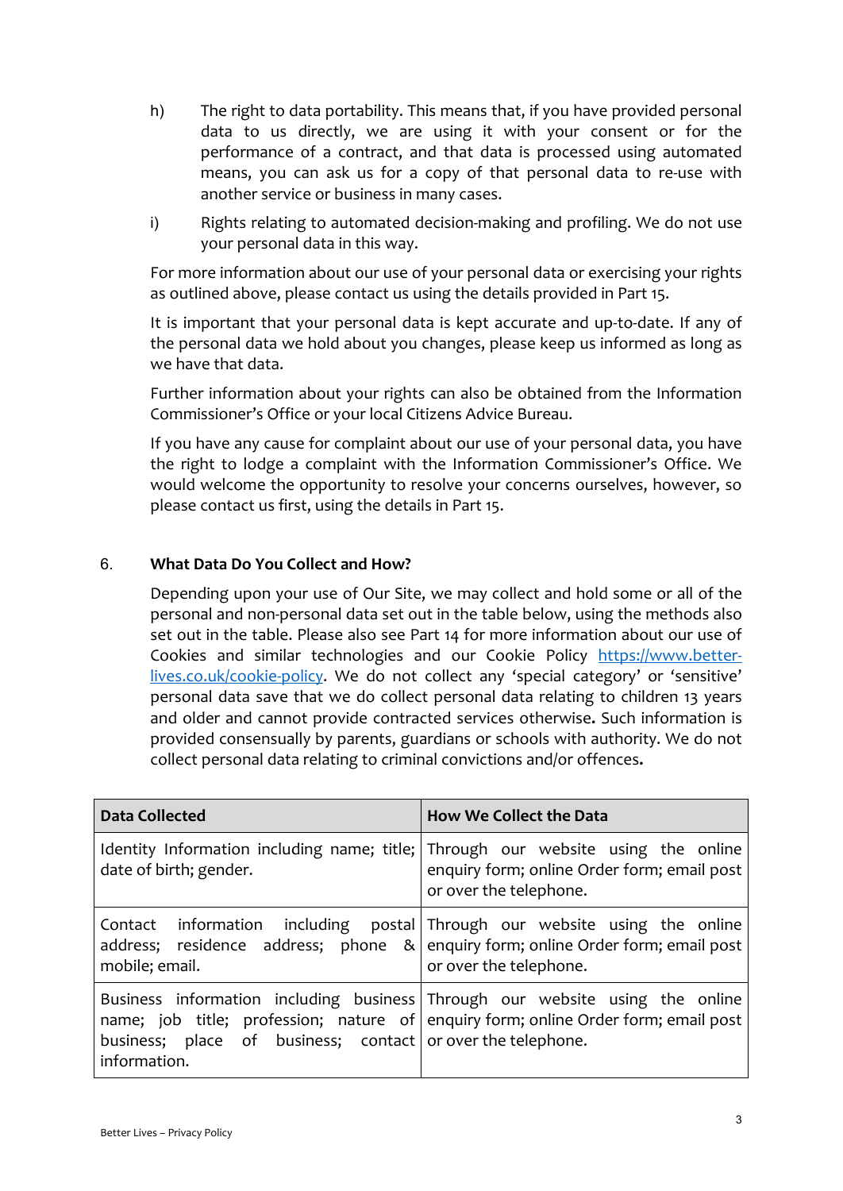h) The right to data portability. This means that, if you have provided personal data to us directly, we are using it with your consent or for the performance of a contract, and that data is processed using automated means, you can ask us for a copy of that personal data to re-use with another service or business in many cases.

i) Rights relating to automated decision-making and profiling. We do not use your personal data in this way.

For more information about our use of your personal data or exercising your rights as outlined above, please contact us using the details provided in Part 15.

It is important that your personal data is kept accurate and up-to-date. If any of the personal data we hold about you changes, please keep us informed as long as we have that data.

Further information about your rights can also be obtained from the Information Commissioner's Office or your local Citizens Advice Bureau.

If you have any cause for complaint about our use of your personal data, you have the right to lodge a complaint with the Information Commissioner's Office. We would welcome the opportunity to resolve your concerns ourselves, however, so please contact us first, using the details in Part 15.

## 6. What Data Do You Collect and How?

Depending upon your use of Our Site, we may collect and hold some or all of the personal and non-personal data set out in the table below, using the methods also set out in the table. Please also see Part 14 for more information about our use of Cookies and similar technologies and our Cookie Policy [https://www.better-lives.co.uk/cookie-policy](https://www.better-lives.co.uk/cookie-policy). We do not collect any 'special category' or 'sensitive' personal data save that we do collect personal data relating to children 13 years and older and cannot provide contracted services otherwise**.** Such information is provided consensually by parents, guardians or schools with authority. We do not collect personal data relating to criminal convictions and/or offences**.**

| Data Collected | How We Collect the Data |
|---|---|
| Identity Information including name; title; date of birth; gender. | Through our website using the online enquiry form; online Order form; email post or over the telephone. |
| Contact information including postal address; residence address; phone & mobile; email. | Through our website using the online enquiry form; online Order form; email post or over the telephone. |
| Business information including business name; job title; profession; nature of business; place of business; contact information. | Through our website using the online enquiry form; online Order form; email post or over the telephone. |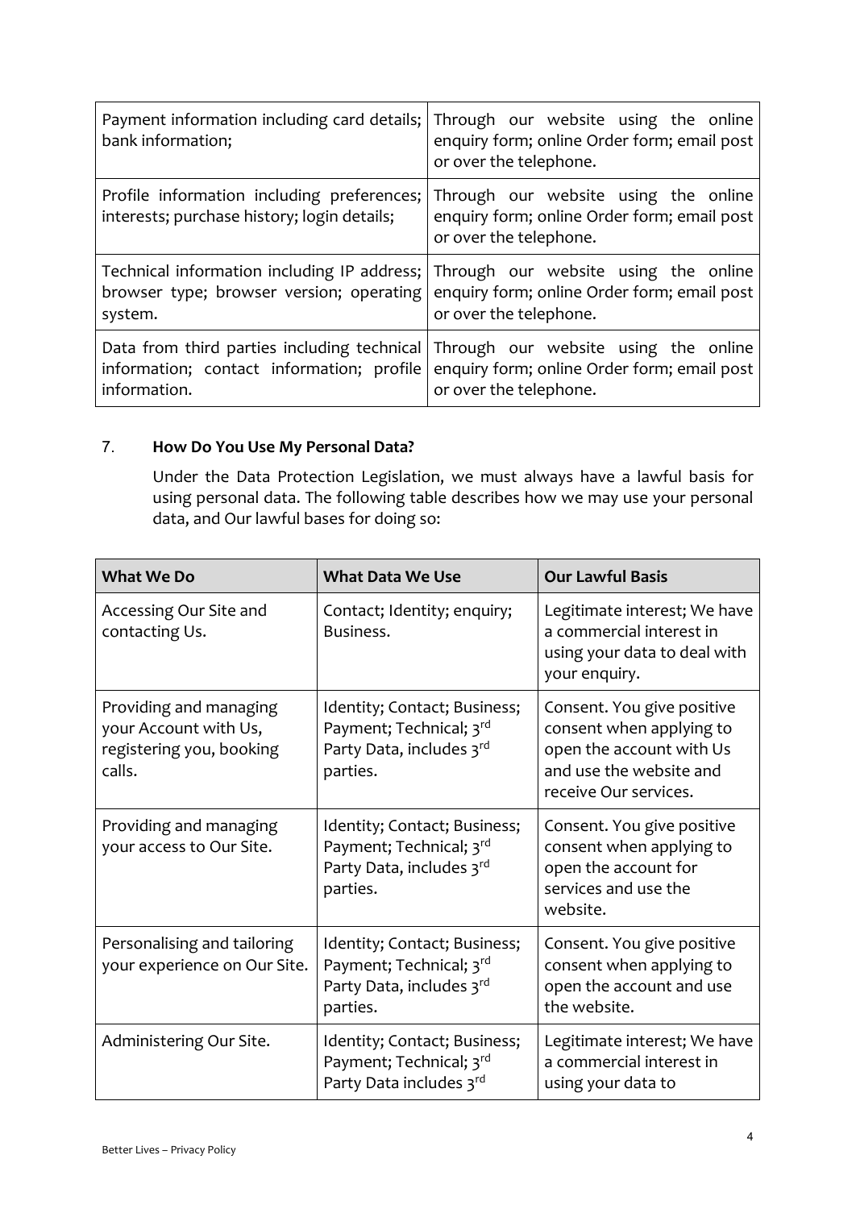| | |
|---|---|
| Payment information including card details; bank information; | Through our website using the online enquiry form; online Order form; email post or over the telephone. |
| Profile information including preferences; interests; purchase history; login details; | Through our website using the online enquiry form; online Order form; email post or over the telephone. |
| Technical information including IP address; browser type; browser version; operating system. | Through our website using the online enquiry form; online Order form; email post or over the telephone. |
| Data from third parties including technical information; contact information; profile information. | Through our website using the online enquiry form; online Order form; email post or over the telephone. |

7. **How Do You Use My Personal Data?**

Under the Data Protection Legislation, we must always have a lawful basis for using personal data. The following table describes how we may use your personal data, and Our lawful bases for doing so:

| What We Do | What Data We Use | Our Lawful Basis |
|---|---|---|
| Accessing Our Site and contacting Us. | Contact; Identity; enquiry; Business. | Legitimate interest; We have a commercial interest in using your data to deal with your enquiry. |
| Providing and managing your Account with Us, registering you, booking calls. | Identity; Contact; Business; Payment; Technical; 3rd Party Data, includes 3rd parties. | Consent. You give positive consent when applying to open the account with Us and use the website and receive Our services. |
| Providing and managing your access to Our Site. | Identity; Contact; Business; Payment; Technical; 3rd Party Data, includes 3rd parties. | Consent. You give positive consent when applying to open the account for services and use the website. |
| Personalising and tailoring your experience on Our Site. | Identity; Contact; Business; Payment; Technical; 3rd Party Data, includes 3rd parties. | Consent. You give positive consent when applying to open the account and use the website. |
| Administering Our Site. | Identity; Contact; Business; Payment; Technical; 3rd Party Data includes 3rd | Legitimate interest; We have a commercial interest in using your data to |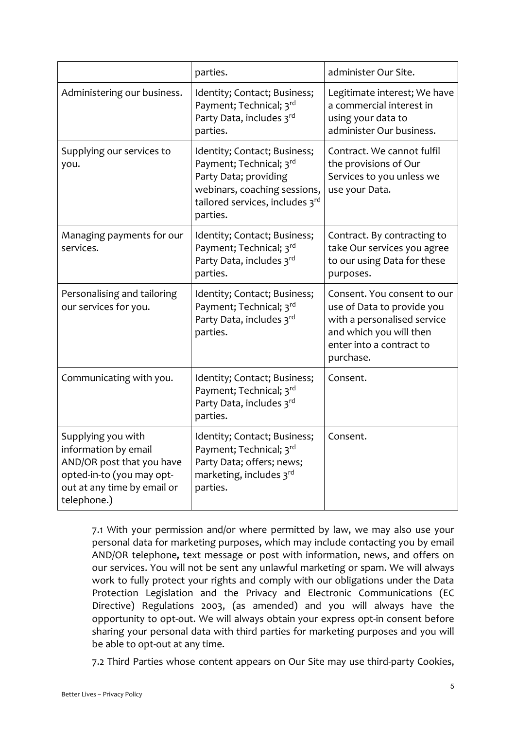| | parties. | administer Our Site. |
|---|---|---|
| Administering our business. | Identity; Contact; Business; Payment; Technical; 3rd Party Data, includes 3rd parties. | Legitimate interest; We have a commercial interest in using your data to administer Our business. |
| Supplying our services to you. | Identity; Contact; Business; Payment; Technical; 3rd Party Data; providing webinars, coaching sessions, tailored services, includes 3rd parties. | Contract. We cannot fulfil the provisions of Our Services to you unless we use your Data. |
| Managing payments for our services. | Identity; Contact; Business; Payment; Technical; 3rd Party Data, includes 3rd parties. | Contract. By contracting to take Our services you agree to our using Data for these purposes. |
| Personalising and tailoring our services for you. | Identity; Contact; Business; Payment; Technical; 3rd Party Data, includes 3rd parties. | Consent. You consent to our use of Data to provide you with a personalised service and which you will then enter into a contract to purchase. |
| Communicating with you. | Identity; Contact; Business; Payment; Technical; 3rd Party Data, includes 3rd parties. | Consent. |
| Supplying you with information by email AND/OR post that you have opted-in-to (you may opt-out at any time by email or telephone.) | Identity; Contact; Business; Payment; Technical; 3rd Party Data; offers; news; marketing, includes 3rd parties. | Consent. |

7.1 With your permission and/or where permitted by law, we may also use your personal data for marketing purposes, which may include contacting you by email AND/OR telephone**,** text message or post with information, news, and offers on our services. You will not be sent any unlawful marketing or spam. We will always work to fully protect your rights and comply with our obligations under the Data Protection Legislation and the Privacy and Electronic Communications (EC Directive) Regulations 2003, (as amended) and you will always have the opportunity to opt-out. We will always obtain your express opt-in consent before sharing your personal data with third parties for marketing purposes and you will be able to opt-out at any time.

7.2 Third Parties whose content appears on Our Site may use third-party Cookies,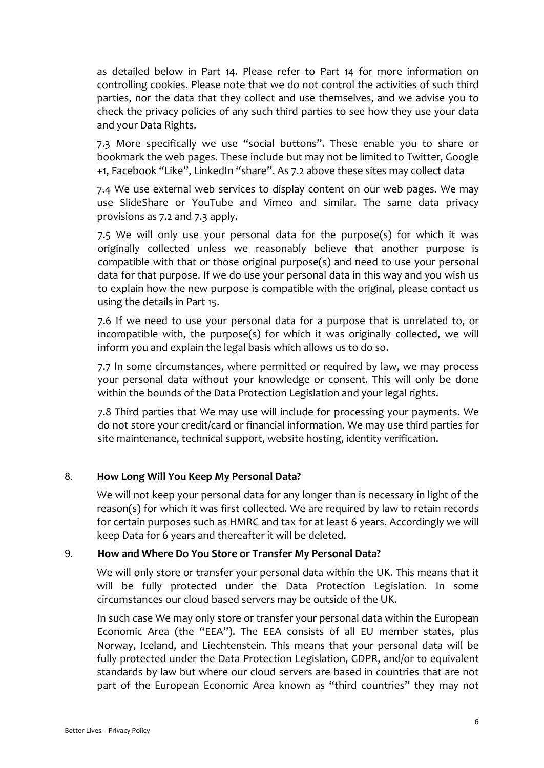as detailed below in Part 14. Please refer to Part 14 for more information on controlling cookies. Please note that we do not control the activities of such third parties, nor the data that they collect and use themselves, and we advise you to check the privacy policies of any such third parties to see how they use your data and your Data Rights.

7.3 More specifically we use "social buttons". These enable you to share or bookmark the web pages. These include but may not be limited to Twitter, Google +1, Facebook "Like", LinkedIn "share". As 7.2 above these sites may collect data

7.4 We use external web services to display content on our web pages. We may use SlideShare or YouTube and Vimeo and similar. The same data privacy provisions as 7.2 and 7.3 apply.

7.5 We will only use your personal data for the purpose(s) for which it was originally collected unless we reasonably believe that another purpose is compatible with that or those original purpose(s) and need to use your personal data for that purpose. If we do use your personal data in this way and you wish us to explain how the new purpose is compatible with the original, please contact us using the details in Part 15.

7.6 If we need to use your personal data for a purpose that is unrelated to, or incompatible with, the purpose(s) for which it was originally collected, we will inform you and explain the legal basis which allows us to do so.

7.7 In some circumstances, where permitted or required by law, we may process your personal data without your knowledge or consent. This will only be done within the bounds of the Data Protection Legislation and your legal rights.

7.8 Third parties that We may use will include for processing your payments. We do not store your credit/card or financial information. We may use third parties for site maintenance, technical support, website hosting, identity verification.

## 8. How Long Will You Keep My Personal Data?

We will not keep your personal data for any longer than is necessary in light of the reason(s) for which it was first collected. We are required by law to retain records for certain purposes such as HMRC and tax for at least 6 years. Accordingly we will keep Data for 6 years and thereafter it will be deleted.

## 9. How and Where Do You Store or Transfer My Personal Data?

We will only store or transfer your personal data within the UK. This means that it will be fully protected under the Data Protection Legislation. In some circumstances our cloud based servers may be outside of the UK.

In such case We may only store or transfer your personal data within the European Economic Area (the "EEA"). The EEA consists of all EU member states, plus Norway, Iceland, and Liechtenstein. This means that your personal data will be fully protected under the Data Protection Legislation, GDPR, and/or to equivalent standards by law but where our cloud servers are based in countries that are not part of the European Economic Area known as "third countries" they may not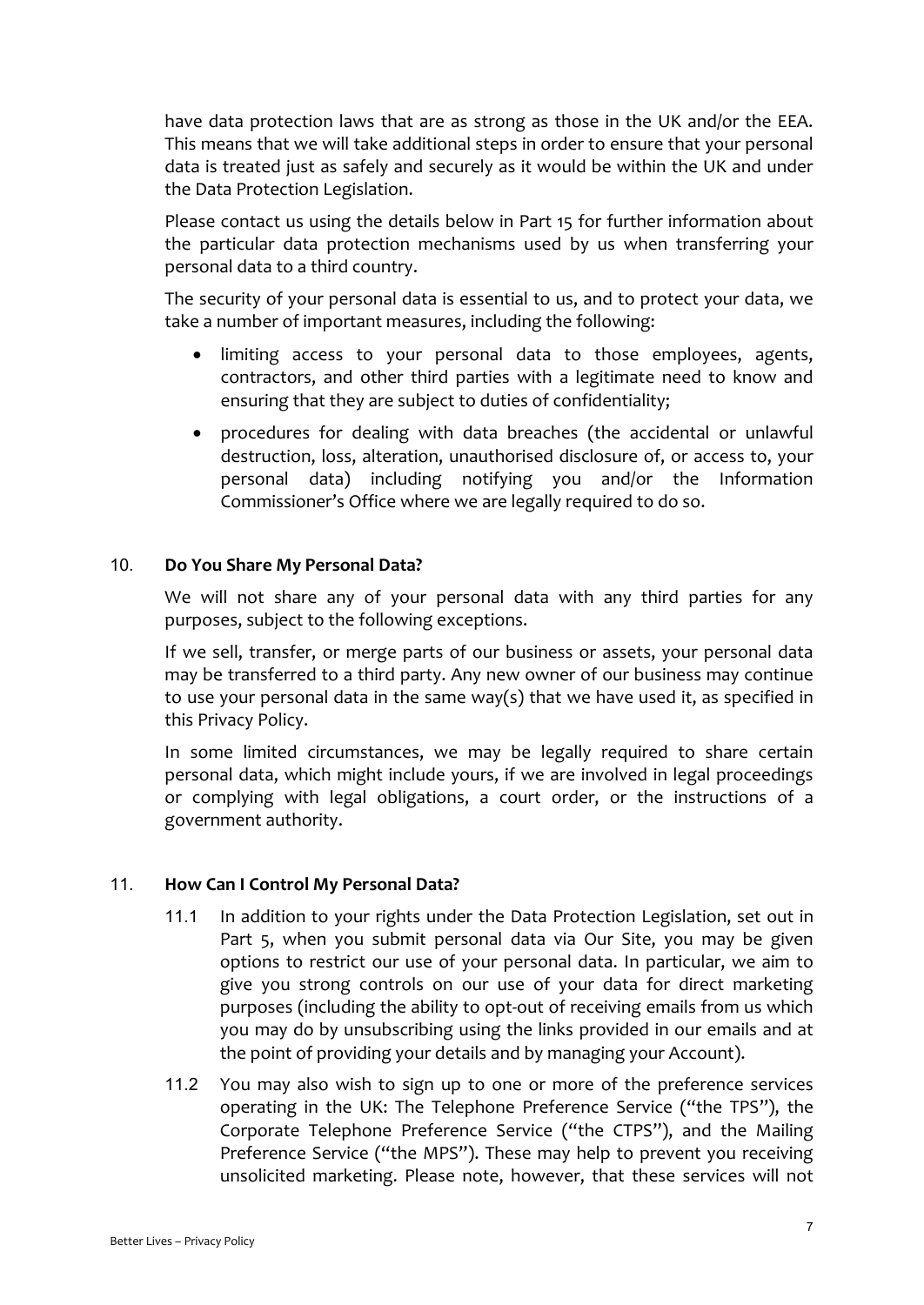have data protection laws that are as strong as those in the UK and/or the EEA. This means that we will take additional steps in order to ensure that your personal data is treated just as safely and securely as it would be within the UK and under the Data Protection Legislation.

Please contact us using the details below in Part 15 for further information about the particular data protection mechanisms used by us when transferring your personal data to a third country.

The security of your personal data is essential to us, and to protect your data, we take a number of important measures, including the following:

- limiting access to your personal data to those employees, agents, contractors, and other third parties with a legitimate need to know and ensuring that they are subject to duties of confidentiality;
- procedures for dealing with data breaches (the accidental or unlawful destruction, loss, alteration, unauthorised disclosure of, or access to, your personal data) including notifying you and/or the Information Commissioner's Office where we are legally required to do so.

## 10. Do You Share My Personal Data?

We will not share any of your personal data with any third parties for any purposes, subject to the following exceptions.

If we sell, transfer, or merge parts of our business or assets, your personal data may be transferred to a third party. Any new owner of our business may continue to use your personal data in the same way(s) that we have used it, as specified in this Privacy Policy.

In some limited circumstances, we may be legally required to share certain personal data, which might include yours, if we are involved in legal proceedings or complying with legal obligations, a court order, or the instructions of a government authority.

## 11. How Can I Control My Personal Data?

11.1 In addition to your rights under the Data Protection Legislation, set out in Part 5, when you submit personal data via Our Site, you may be given options to restrict our use of your personal data. In particular, we aim to give you strong controls on our use of your data for direct marketing purposes (including the ability to opt-out of receiving emails from us which you may do by unsubscribing using the links provided in our emails and at the point of providing your details and by managing your Account).

11.2 You may also wish to sign up to one or more of the preference services operating in the UK: The Telephone Preference Service ("the TPS"), the Corporate Telephone Preference Service ("the CTPS"), and the Mailing Preference Service ("the MPS"). These may help to prevent you receiving unsolicited marketing. Please note, however, that these services will not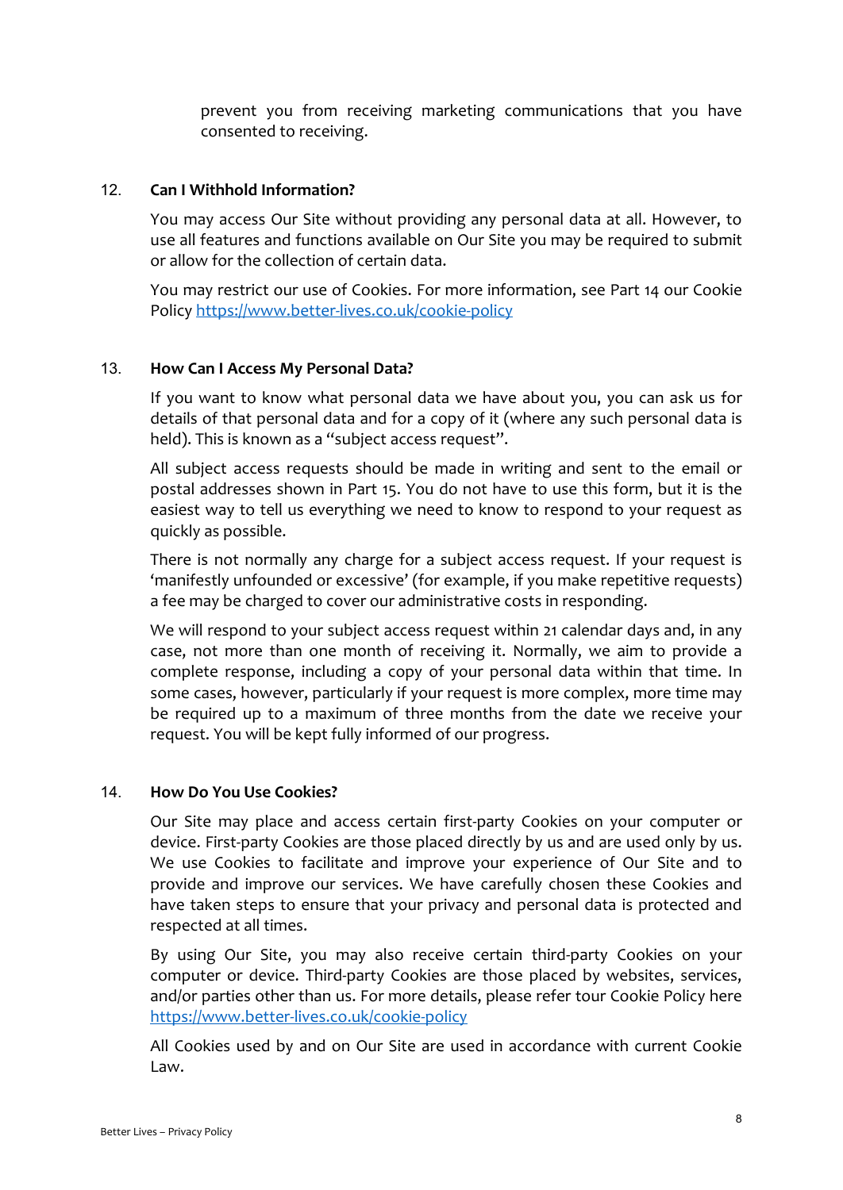prevent you from receiving marketing communications that you have consented to receiving.

## 12. Can I Withhold Information?

You may access Our Site without providing any personal data at all. However, to use all features and functions available on Our Site you may be required to submit or allow for the collection of certain data.

You may restrict our use of Cookies. For more information, see Part 14 our Cookie Policy https://www.better-lives.co.uk/cookie-policy

## 13. How Can I Access My Personal Data?

If you want to know what personal data we have about you, you can ask us for details of that personal data and for a copy of it (where any such personal data is held). This is known as a "subject access request".

All subject access requests should be made in writing and sent to the email or postal addresses shown in Part 15. You do not have to use this form, but it is the easiest way to tell us everything we need to know to respond to your request as quickly as possible.

There is not normally any charge for a subject access request. If your request is 'manifestly unfounded or excessive' (for example, if you make repetitive requests) a fee may be charged to cover our administrative costs in responding.

We will respond to your subject access request within 21 calendar days and, in any case, not more than one month of receiving it. Normally, we aim to provide a complete response, including a copy of your personal data within that time. In some cases, however, particularly if your request is more complex, more time may be required up to a maximum of three months from the date we receive your request. You will be kept fully informed of our progress.

## 14. How Do You Use Cookies?

Our Site may place and access certain first-party Cookies on your computer or device. First-party Cookies are those placed directly by us and are used only by us. We use Cookies to facilitate and improve your experience of Our Site and to provide and improve our services. We have carefully chosen these Cookies and have taken steps to ensure that your privacy and personal data is protected and respected at all times.

By using Our Site, you may also receive certain third-party Cookies on your computer or device. Third-party Cookies are those placed by websites, services, and/or parties other than us. For more details, please refer tour Cookie Policy here https://www.better-lives.co.uk/cookie-policy

All Cookies used by and on Our Site are used in accordance with current Cookie Law.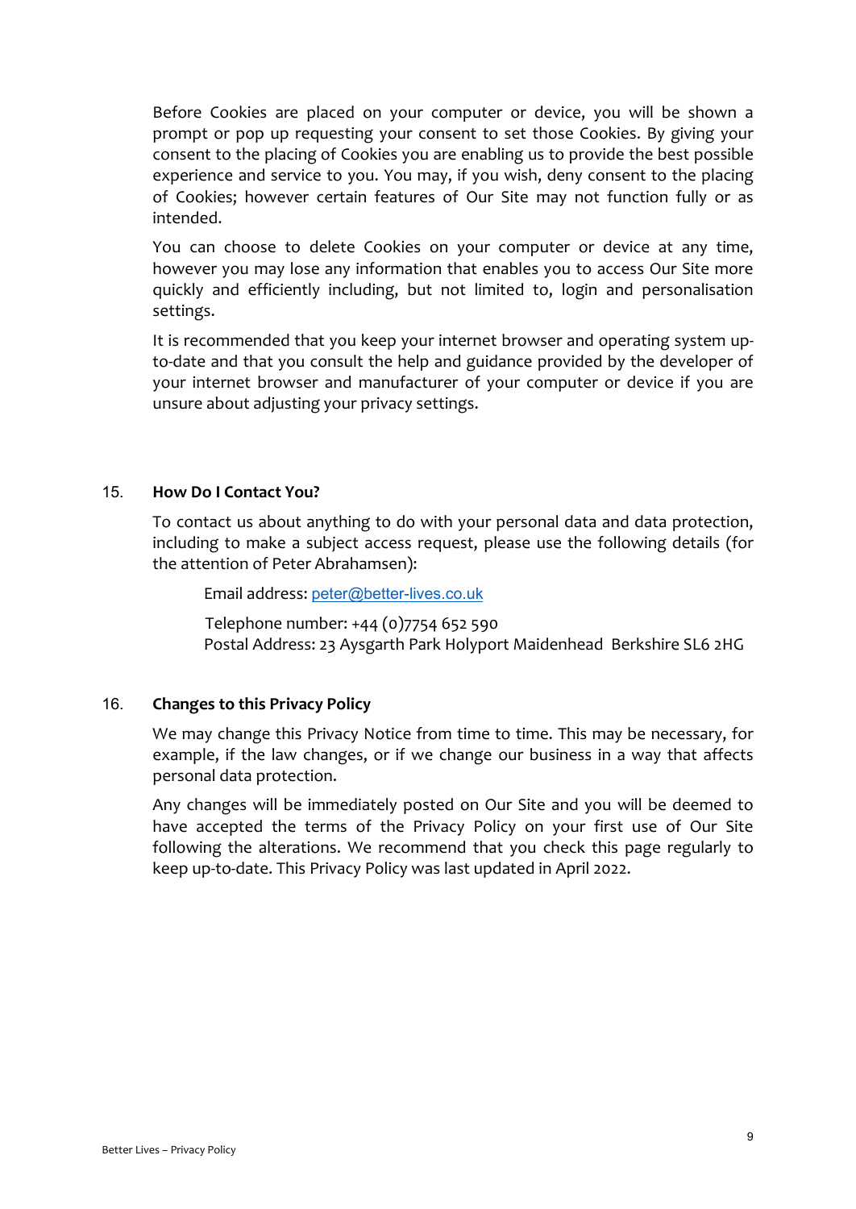Before Cookies are placed on your computer or device, you will be shown a prompt or pop up requesting your consent to set those Cookies. By giving your consent to the placing of Cookies you are enabling us to provide the best possible experience and service to you. You may, if you wish, deny consent to the placing of Cookies; however certain features of Our Site may not function fully or as intended.

You can choose to delete Cookies on your computer or device at any time, however you may lose any information that enables you to access Our Site more quickly and efficiently including, but not limited to, login and personalisation settings.

It is recommended that you keep your internet browser and operating system up-to-date and that you consult the help and guidance provided by the developer of your internet browser and manufacturer of your computer or device if you are unsure about adjusting your privacy settings.

## 15. How Do I Contact You?

To contact us about anything to do with your personal data and data protection, including to make a subject access request, please use the following details (for the attention of Peter Abrahamsen):

Email address: peter@better-lives.co.uk

Telephone number: +44 (0)7754 652 590
Postal Address: 23 Aysgarth Park Holyport Maidenhead Berkshire SL6 2HG

## 16. Changes to this Privacy Policy

We may change this Privacy Notice from time to time. This may be necessary, for example, if the law changes, or if we change our business in a way that affects personal data protection.

Any changes will be immediately posted on Our Site and you will be deemed to have accepted the terms of the Privacy Policy on your first use of Our Site following the alterations. We recommend that you check this page regularly to keep up-to-date. This Privacy Policy was last updated in April 2022.